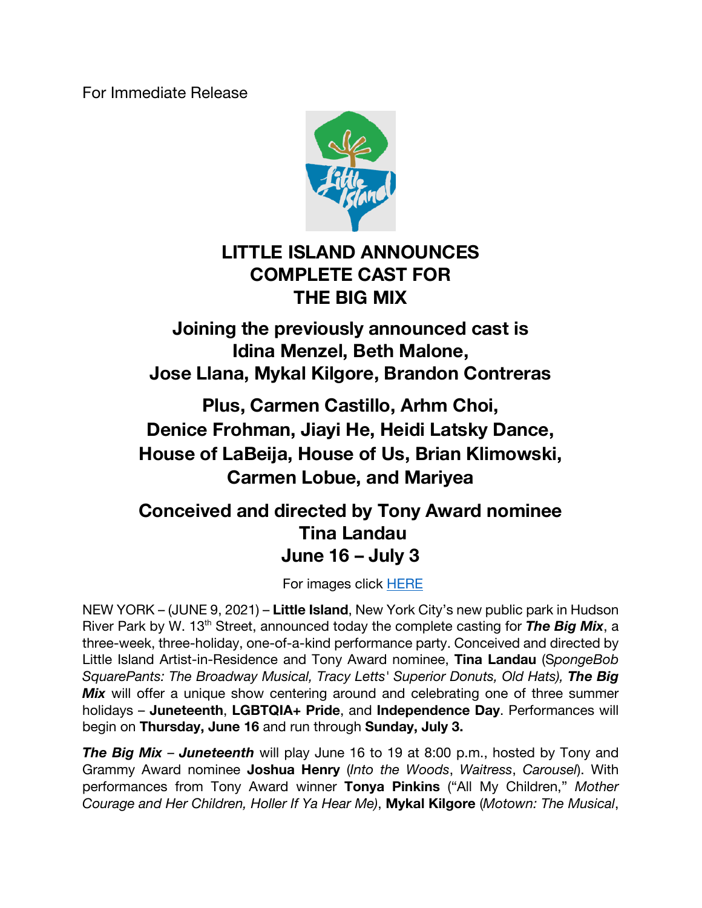For Immediate Release

# LITTLE ISLAND ANNOUNCES COMPLETE CAST FOR THE BIG MIX

## Joining the previously announced cast is Idina Menzel, Beth Malone, Jose Llana, Mykal Kilgore, Brandon Contreras

## Plus, Carmen Castillo, Arhm Choi, Denice Frohman, Jiayi He, Heidi Latsky Dance, House of LaBeija, House of Us, Brian Klimowski, Carmen Lobue, and Mariyea

## Conceived and directed by Tony Award nominee Tina Landau June 16 – July 3

For images click [HERE]

NEW YORK – (JUNE 9, 2021) – **Little Island**, New York City's new public park in Hudson River Park by W. 13th Street, announced today the complete casting for ***The Big Mix***, a three-week, three-holiday, one-of-a-kind performance party. Conceived and directed by Little Island Artist-in-Residence and Tony Award nominee, **Tina Landau** (*SpongeBob SquarePants: The Broadway Musical, Tracy Letts' Superior Donuts, Old Hats),* ***The Big Mix*** will offer a unique show centering around and celebrating one of three summer holidays – **Juneteenth**, **LGBTQIA+ Pride**, and **Independence Day**. Performances will begin on **Thursday, June 16** and run through **Sunday, July 3.**

***The Big Mix*** – ***Juneteenth*** will play June 16 to 19 at 8:00 p.m., hosted by Tony and Grammy Award nominee **Joshua Henry** (*Into the Woods*, *Waitress*, *Carousel*). With performances from Tony Award winner **Tonya Pinkins** ("All My Children," *Mother Courage and Her Children, Holler If Ya Hear Me)*, **Mykal Kilgore** (*Motown: The Musical*,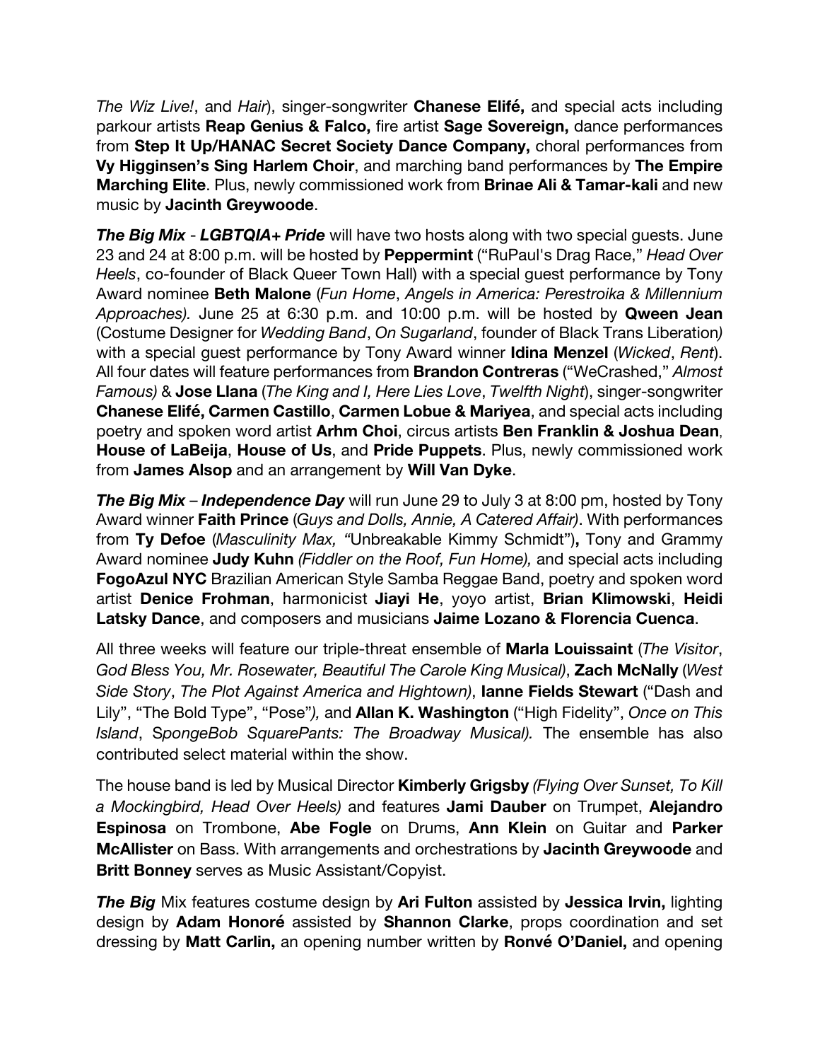*The Wiz Live!*, and *Hair*), singer-songwriter **Chanese Elifé,** and special acts including parkour artists **Reap Genius & Falco,** fire artist **Sage Sovereign,** dance performances from **Step It Up/HANAC Secret Society Dance Company,** choral performances from **Vy Higginsen's Sing Harlem Choir**, and marching band performances by **The Empire Marching Elite**. Plus, newly commissioned work from **Brinae Ali & Tamar-kali** and new music by **Jacinth Greywoode**.

***The Big Mix* - *LGBTQIA+ Pride*** will have two hosts along with two special guests. June 23 and 24 at 8:00 p.m. will be hosted by **Peppermint** ("RuPaul's Drag Race," *Head Over Heels*, co-founder of Black Queer Town Hall) with a special guest performance by Tony Award nominee **Beth Malone** (*Fun Home*, *Angels in America: Perestroika & Millennium Approaches).* June 25 at 6:30 p.m. and 10:00 p.m. will be hosted by **Qween Jean** (Costume Designer for *Wedding Band*, *On Sugarland*, founder of Black Trans Liberation*)* with a special guest performance by Tony Award winner **Idina Menzel** (*Wicked*, *Rent*). All four dates will feature performances from **Brandon Contreras** ("WeCrashed," *Almost Famous)* & **Jose Llana** (*The King and I, Here Lies Love*, *Twelfth Night*), singer-songwriter **Chanese Elifé, Carmen Castillo**, **Carmen Lobue & Mariyea**, and special acts including poetry and spoken word artist **Arhm Choi**, circus artists **Ben Franklin & Joshua Dean**, **House of LaBeija**, **House of Us**, and **Pride Puppets**. Plus, newly commissioned work from **James Alsop** and an arrangement by **Will Van Dyke**.

***The Big Mix* – *Independence Day*** will run June 29 to July 3 at 8:00 pm, hosted by Tony Award winner **Faith Prince** (*Guys and Dolls, Annie, A Catered Affair)*. With performances from **Ty Defoe** (*Masculinity Max, "*Unbreakable Kimmy Schmidt")**,** Tony and Grammy Award nominee **Judy Kuhn** *(Fiddler on the Roof, Fun Home),* and special acts including **FogoAzul NYC** Brazilian American Style Samba Reggae Band, poetry and spoken word artist **Denice Frohman**, harmonicist **Jiayi He**, yoyo artist, **Brian Klimowski**, **Heidi Latsky Dance**, and composers and musicians **Jaime Lozano & Florencia Cuenca**.

All three weeks will feature our triple-threat ensemble of **Marla Louissaint** (*The Visitor*, *God Bless You, Mr. Rosewater, Beautiful The Carole King Musical)*, **Zach McNally** (*West Side Story*, *The Plot Against America and Hightown)*, **Ianne Fields Stewart** ("Dash and Lily", "The Bold Type", "Pose"*),* and **Allan K. Washington** ("High Fidelity", *Once on This Island*, S*pongeBob SquarePants: The Broadway Musical).* The ensemble has also contributed select material within the show.

The house band is led by Musical Director **Kimberly Grigsby** *(Flying Over Sunset, To Kill a Mockingbird, Head Over Heels)* and features **Jami Dauber** on Trumpet, **Alejandro Espinosa** on Trombone, **Abe Fogle** on Drums, **Ann Klein** on Guitar and **Parker McAllister** on Bass. With arrangements and orchestrations by **Jacinth Greywoode** and **Britt Bonney** serves as Music Assistant/Copyist.

***The Big*** Mix features costume design by **Ari Fulton** assisted by **Jessica Irvin,** lighting design by **Adam Honoré** assisted by **Shannon Clarke**, props coordination and set dressing by **Matt Carlin,** an opening number written by **Ronvé O'Daniel,** and opening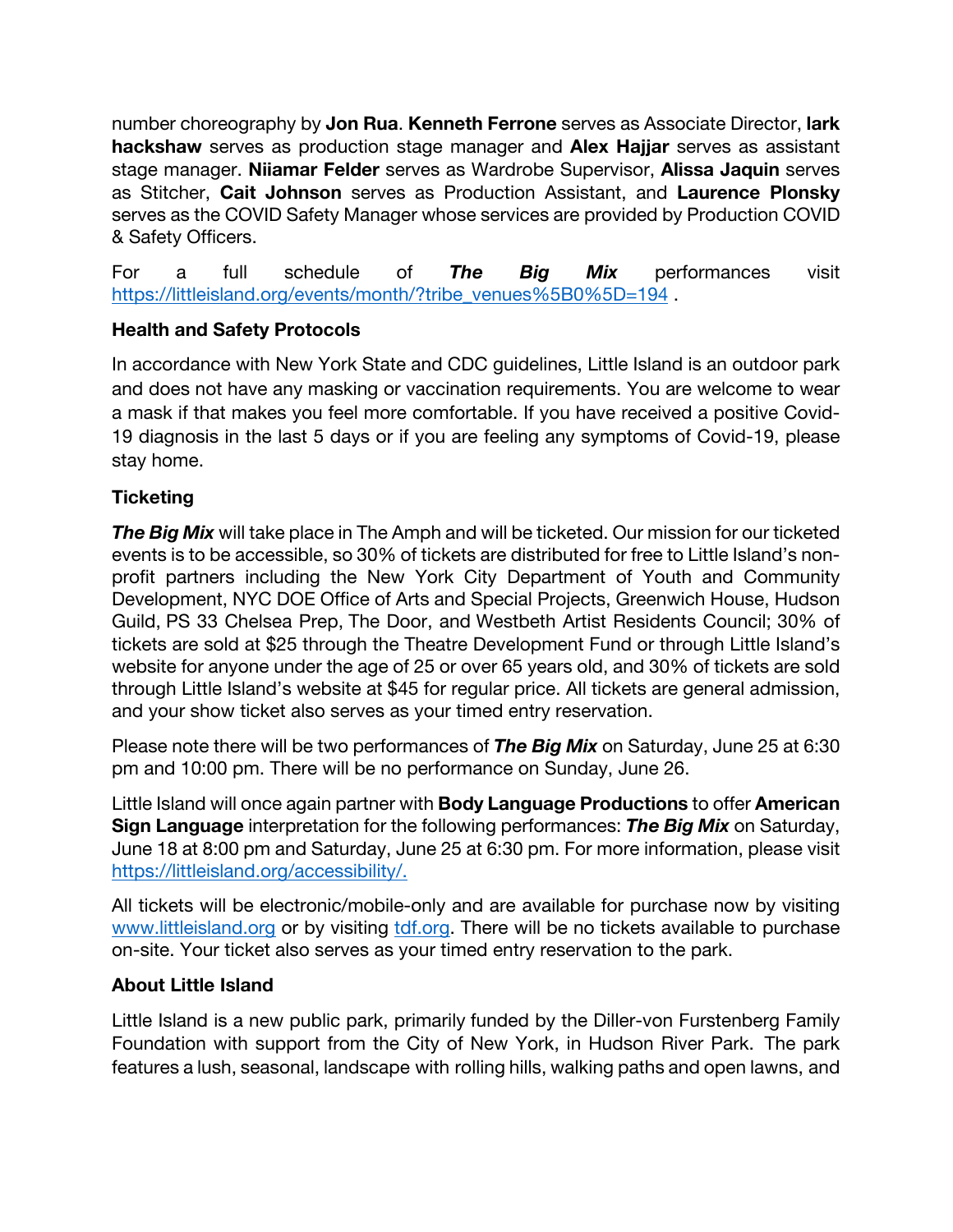number choreography by **Jon Rua**. **Kenneth Ferrone** serves as Associate Director, **lark hackshaw** serves as production stage manager and **Alex Hajjar** serves as assistant stage manager. **Niiamar Felder** serves as Wardrobe Supervisor, **Alissa Jaquin** serves as Stitcher, **Cait Johnson** serves as Production Assistant, and **Laurence Plonsky** serves as the COVID Safety Manager whose services are provided by Production COVID & Safety Officers.

For a full schedule of ***The Big Mix*** performances visit https://littleisland.org/events/month/?tribe_venues%5B0%5D=194 .

**Health and Safety Protocols**

In accordance with New York State and CDC guidelines, Little Island is an outdoor park and does not have any masking or vaccination requirements. You are welcome to wear a mask if that makes you feel more comfortable. If you have received a positive Covid-19 diagnosis in the last 5 days or if you are feeling any symptoms of Covid-19, please stay home.

**Ticketing**

***The Big Mix*** will take place in The Amph and will be ticketed. Our mission for our ticketed events is to be accessible, so 30% of tickets are distributed for free to Little Island's non-profit partners including the New York City Department of Youth and Community Development, NYC DOE Office of Arts and Special Projects, Greenwich House, Hudson Guild, PS 33 Chelsea Prep, The Door, and Westbeth Artist Residents Council; 30% of tickets are sold at $25 through the Theatre Development Fund or through Little Island's website for anyone under the age of 25 or over 65 years old, and 30% of tickets are sold through Little Island's website at $45 for regular price. All tickets are general admission, and your show ticket also serves as your timed entry reservation.

Please note there will be two performances of ***The Big Mix*** on Saturday, June 25 at 6:30 pm and 10:00 pm. There will be no performance on Sunday, June 26.

Little Island will once again partner with **Body Language Productions** to offer **American Sign Language** interpretation for the following performances: ***The Big Mix*** on Saturday, June 18 at 8:00 pm and Saturday, June 25 at 6:30 pm. For more information, please visit https://littleisland.org/accessibility/.

All tickets will be electronic/mobile-only and are available for purchase now by visiting www.littleisland.org or by visiting tdf.org. There will be no tickets available to purchase on-site. Your ticket also serves as your timed entry reservation to the park.

**About Little Island**

Little Island is a new public park, primarily funded by the Diller-von Furstenberg Family Foundation with support from the City of New York, in Hudson River Park. The park features a lush, seasonal, landscape with rolling hills, walking paths and open lawns, and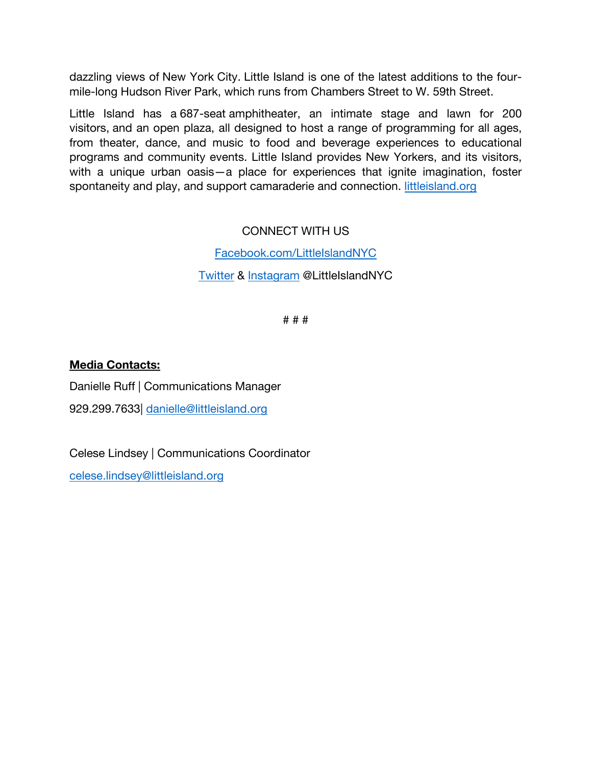dazzling views of New York City. Little Island is one of the latest additions to the four-mile-long Hudson River Park, which runs from Chambers Street to W. 59th Street.

Little Island has a 687-seat amphitheater, an intimate stage and lawn for 200 visitors, and an open plaza, all designed to host a range of programming for all ages, from theater, dance, and music to food and beverage experiences to educational programs and community events. Little Island provides New Yorkers, and its visitors, with a unique urban oasis—a place for experiences that ignite imagination, foster spontaneity and play, and support camaraderie and connection. littleisland.org

CONNECT WITH US

Facebook.com/LittleIslandNYC

Twitter & Instagram @LittleIslandNYC

# # #

**Media Contacts:**

Danielle Ruff | Communications Manager

929.299.7633| danielle@littleisland.org

Celese Lindsey | Communications Coordinator

celese.lindsey@littleisland.org